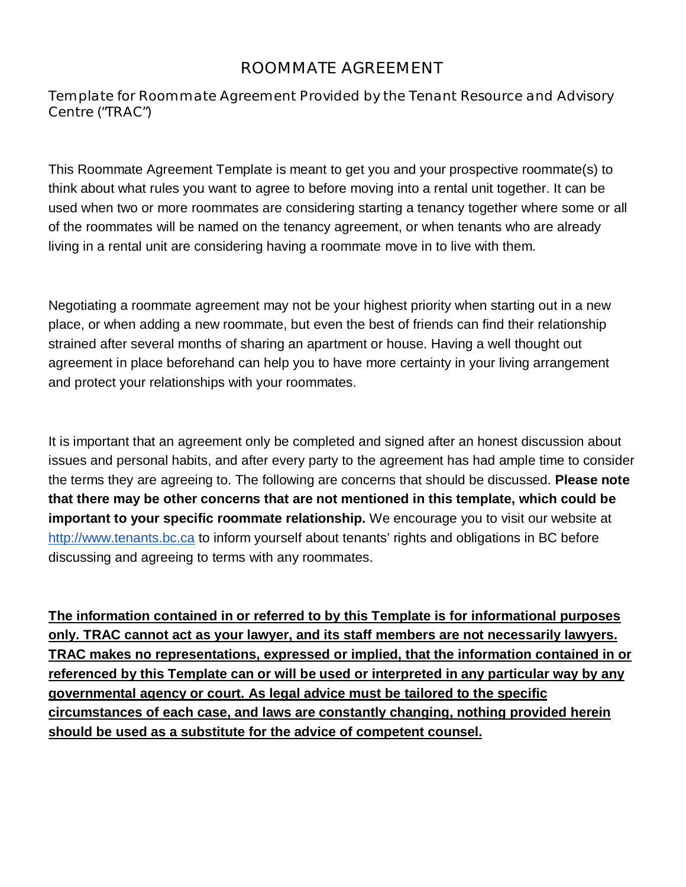# ROOMMATE AGREEMENT

## Template for Roommate Agreement Provided by the Tenant Resource and Advisory Centre ("TRAC")

This Roommate Agreement Template is meant to get you and your prospective roommate(s) to think about what rules you want to agree to before moving into a rental unit together. It can be used when two or more roommates are considering starting a tenancy together where some or all of the roommates will be named on the tenancy agreement, or when tenants who are already living in a rental unit are considering having a roommate move in to live with them.

Negotiating a roommate agreement may not be your highest priority when starting out in a new place, or when adding a new roommate, but even the best of friends can find their relationship strained after several months of sharing an apartment or house. Having a well thought out agreement in place beforehand can help you to have more certainty in your living arrangement and protect your relationships with your roommates.

It is important that an agreement only be completed and signed after an honest discussion about issues and personal habits, and after every party to the agreement has had ample time to consider the terms they are agreeing to. The following are concerns that should be discussed. **Please note that there may be other concerns that are not mentioned in this template, which could be important to your specific roommate relationship.** We encourage you to visit our website at http://www.tenants.bc.ca to inform yourself about tenants' rights and obligations in BC before discussing and agreeing to terms with any roommates.

**The information contained in or referred to by this Template is for informational purposes only. TRAC cannot act as your lawyer, and its staff members are not necessarily lawyers. TRAC makes no representations, expressed or implied, that the information contained in or referenced by this Template can or will be used or interpreted in any particular way by any governmental agency or court. As legal advice must be tailored to the specific circumstances of each case, and laws are constantly changing, nothing provided herein should be used as a substitute for the advice of competent counsel.**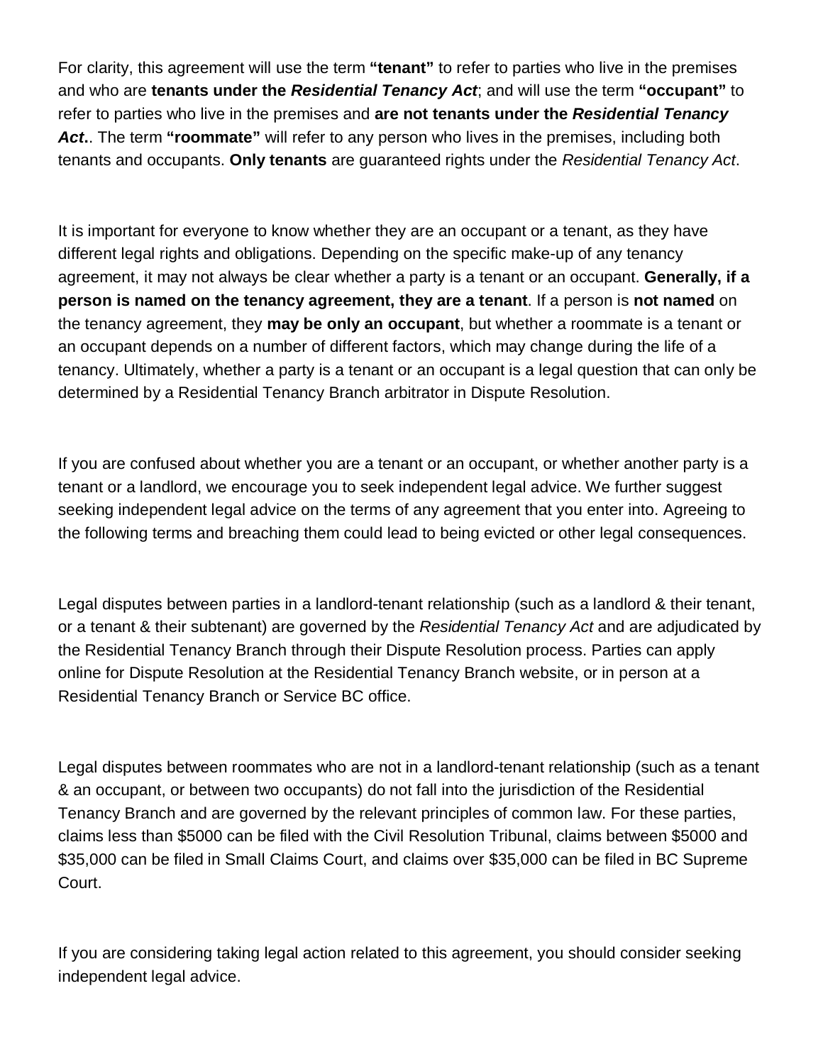For clarity, this agreement will use the term **"tenant"** to refer to parties who live in the premises and who are **tenants under the *Residential Tenancy Act***; and will use the term **"occupant"** to refer to parties who live in the premises and **are not tenants under the *Residential Tenancy Act*.**. The term **"roommate"** will refer to any person who lives in the premises, including both tenants and occupants. **Only tenants** are guaranteed rights under the *Residential Tenancy Act*.

It is important for everyone to know whether they are an occupant or a tenant, as they have different legal rights and obligations. Depending on the specific make-up of any tenancy agreement, it may not always be clear whether a party is a tenant or an occupant. **Generally, if a person is named on the tenancy agreement, they are a tenant**. If a person is **not named** on the tenancy agreement, they **may be only an occupant**, but whether a roommate is a tenant or an occupant depends on a number of different factors, which may change during the life of a tenancy. Ultimately, whether a party is a tenant or an occupant is a legal question that can only be determined by a Residential Tenancy Branch arbitrator in Dispute Resolution.

If you are confused about whether you are a tenant or an occupant, or whether another party is a tenant or a landlord, we encourage you to seek independent legal advice. We further suggest seeking independent legal advice on the terms of any agreement that you enter into. Agreeing to the following terms and breaching them could lead to being evicted or other legal consequences.

Legal disputes between parties in a landlord-tenant relationship (such as a landlord & their tenant, or a tenant & their subtenant) are governed by the *Residential Tenancy Act* and are adjudicated by the Residential Tenancy Branch through their Dispute Resolution process. Parties can apply online for Dispute Resolution at the Residential Tenancy Branch website, or in person at a Residential Tenancy Branch or Service BC office.

Legal disputes between roommates who are not in a landlord-tenant relationship (such as a tenant & an occupant, or between two occupants) do not fall into the jurisdiction of the Residential Tenancy Branch and are governed by the relevant principles of common law. For these parties, claims less than $5000 can be filed with the Civil Resolution Tribunal, claims between $5000 and $35,000 can be filed in Small Claims Court, and claims over $35,000 can be filed in BC Supreme Court.

If you are considering taking legal action related to this agreement, you should consider seeking independent legal advice.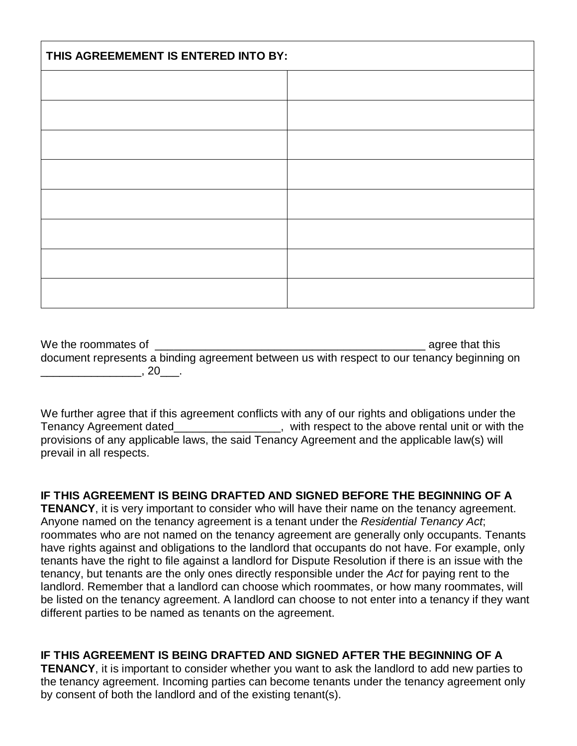| THIS AGREEMEMENT IS ENTERED INTO BY: | |
|---|---|
| | |
| | |
| | |
| | |
| | |
| | |
| | |
| | |

We the roommates of ____________________________________________ agree that this document represents a binding agreement between us with respect to our tenancy beginning on ________________, 20___.

We further agree that if this agreement conflicts with any of our rights and obligations under the Tenancy Agreement dated_________________, with respect to the above rental unit or with the provisions of any applicable laws, the said Tenancy Agreement and the applicable law(s) will prevail in all respects.

**IF THIS AGREEMENT IS BEING DRAFTED AND SIGNED BEFORE THE BEGINNING OF A TENANCY**, it is very important to consider who will have their name on the tenancy agreement. Anyone named on the tenancy agreement is a tenant under the *Residential Tenancy Act*; roommates who are not named on the tenancy agreement are generally only occupants. Tenants have rights against and obligations to the landlord that occupants do not have. For example, only tenants have the right to file against a landlord for Dispute Resolution if there is an issue with the tenancy, but tenants are the only ones directly responsible under the *Act* for paying rent to the landlord. Remember that a landlord can choose which roommates, or how many roommates, will be listed on the tenancy agreement. A landlord can choose to not enter into a tenancy if they want different parties to be named as tenants on the agreement.

**IF THIS AGREEMENT IS BEING DRAFTED AND SIGNED AFTER THE BEGINNING OF A TENANCY**, it is important to consider whether you want to ask the landlord to add new parties to the tenancy agreement. Incoming parties can become tenants under the tenancy agreement only by consent of both the landlord and of the existing tenant(s).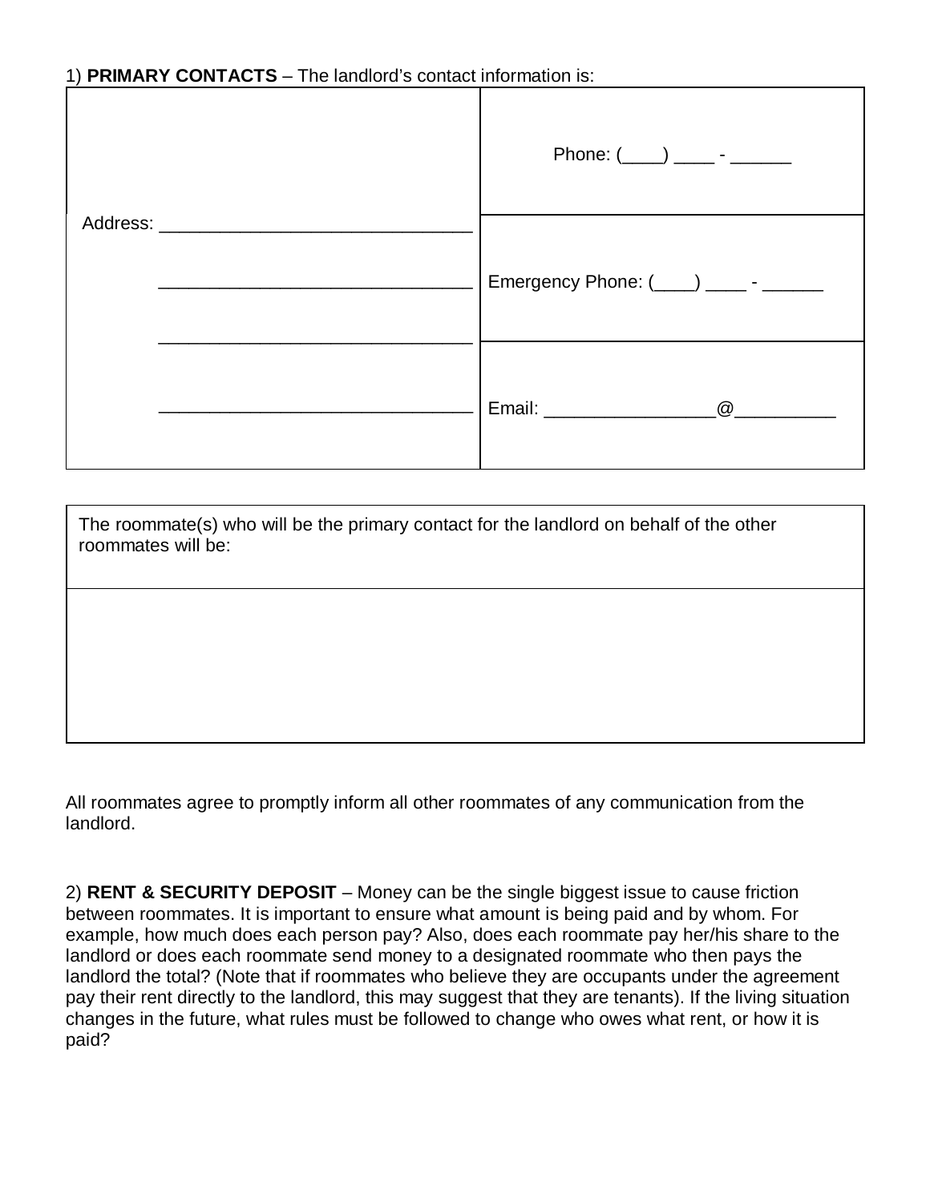1) **PRIMARY CONTACTS** – The landlord's contact information is:

| Address: ______________________________<br>______________________________<br>______________________________<br>______________________________ | Phone: (____) ____ - ______ |
|---|---|
| | Emergency Phone: (____) ____ - ______ |
| | Email: ________________@__________ |

| The roommate(s) who will be the primary contact for the landlord on behalf of the other roommates will be: |
|---|
| |

All roommates agree to promptly inform all other roommates of any communication from the landlord.

2) **RENT & SECURITY DEPOSIT** – Money can be the single biggest issue to cause friction between roommates. It is important to ensure what amount is being paid and by whom. For example, how much does each person pay? Also, does each roommate pay her/his share to the landlord or does each roommate send money to a designated roommate who then pays the landlord the total? (Note that if roommates who believe they are occupants under the agreement pay their rent directly to the landlord, this may suggest that they are tenants). If the living situation changes in the future, what rules must be followed to change who owes what rent, or how it is paid?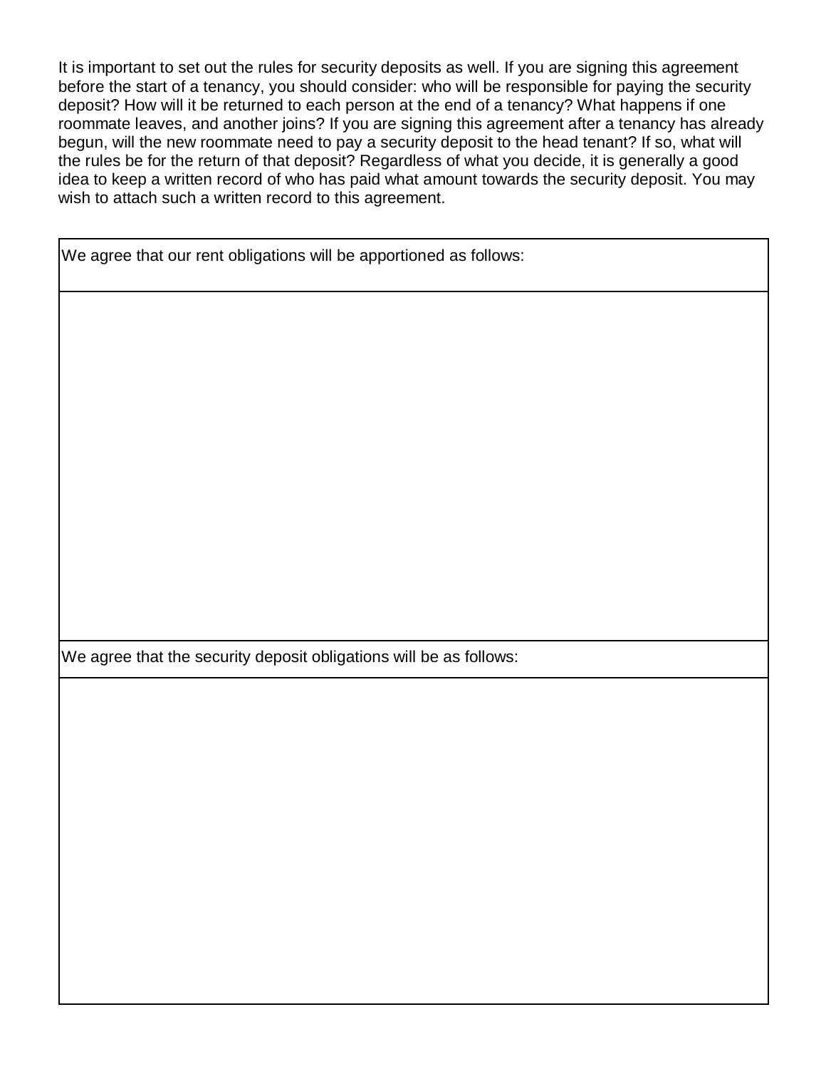It is important to set out the rules for security deposits as well. If you are signing this agreement before the start of a tenancy, you should consider: who will be responsible for paying the security deposit? How will it be returned to each person at the end of a tenancy? What happens if one roommate leaves, and another joins? If you are signing this agreement after a tenancy has already begun, will the new roommate need to pay a security deposit to the head tenant? If so, what will the rules be for the return of that deposit? Regardless of what you decide, it is generally a good idea to keep a written record of who has paid what amount towards the security deposit. You may wish to attach such a written record to this agreement.

| We agree that our rent obligations will be apportioned as follows: |
| --- |
| |

| We agree that the security deposit obligations will be as follows: |
| --- |
| |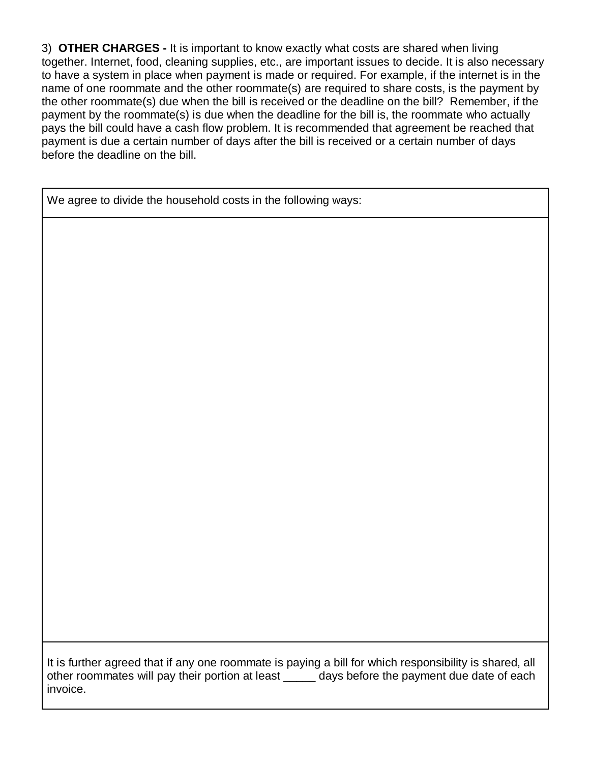3) **OTHER CHARGES -** It is important to know exactly what costs are shared when living together. Internet, food, cleaning supplies, etc., are important issues to decide. It is also necessary to have a system in place when payment is made or required. For example, if the internet is in the name of one roommate and the other roommate(s) are required to share costs, is the payment by the other roommate(s) due when the bill is received or the deadline on the bill? Remember, if the payment by the roommate(s) is due when the deadline for the bill is, the roommate who actually pays the bill could have a cash flow problem. It is recommended that agreement be reached that payment is due a certain number of days after the bill is received or a certain number of days before the deadline on the bill.

| We agree to divide the household costs in the following ways: |
| --- |
| |
| It is further agreed that if any one roommate is paying a bill for which responsibility is shared, all other roommates will pay their portion at least _____ days before the payment due date of each invoice. |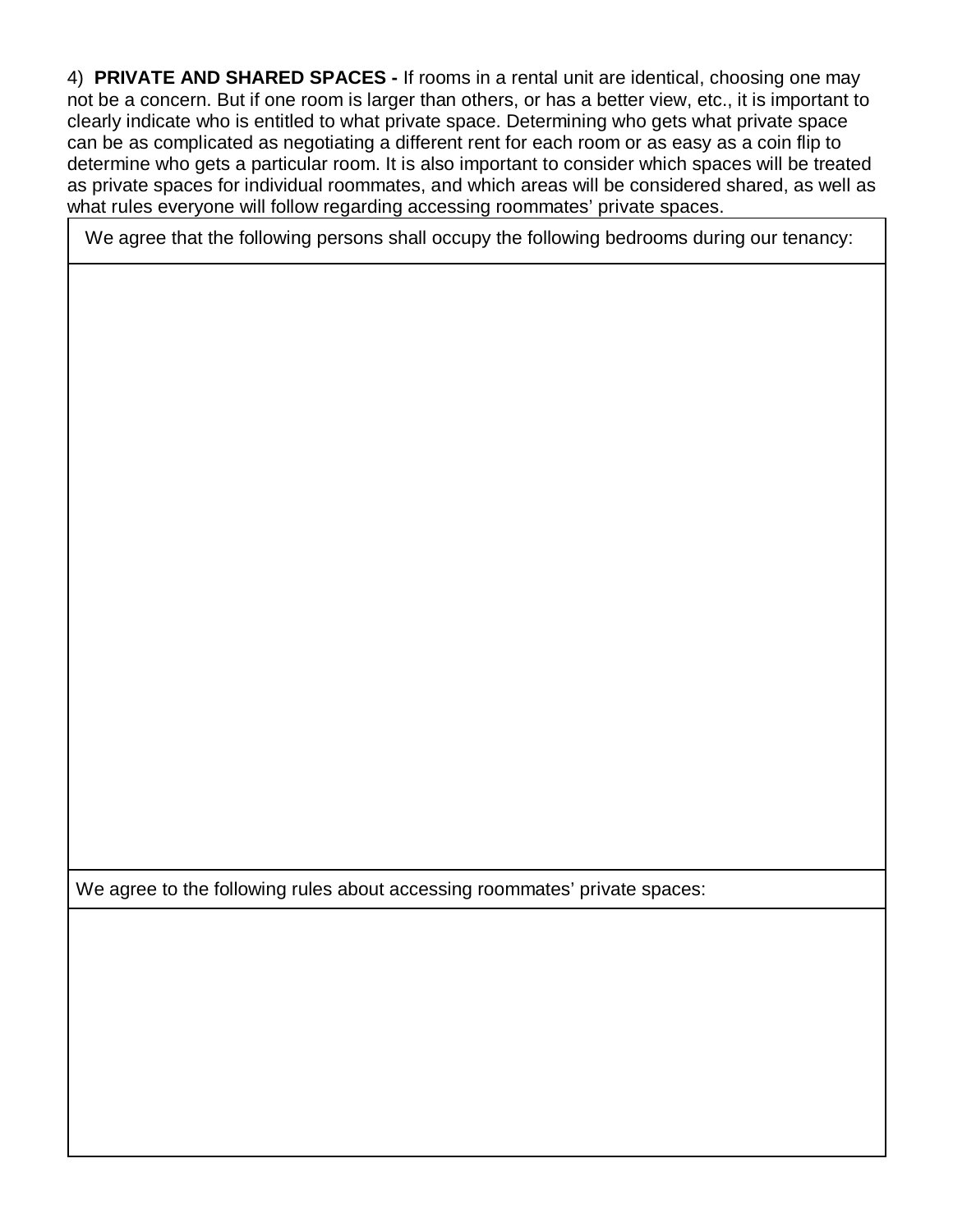4) **PRIVATE AND SHARED SPACES -** If rooms in a rental unit are identical, choosing one may not be a concern. But if one room is larger than others, or has a better view, etc., it is important to clearly indicate who is entitled to what private space. Determining who gets what private space can be as complicated as negotiating a different rent for each room or as easy as a coin flip to determine who gets a particular room. It is also important to consider which spaces will be treated as private spaces for individual roommates, and which areas will be considered shared, as well as what rules everyone will follow regarding accessing roommates' private spaces.

| We agree that the following persons shall occupy the following bedrooms during our tenancy: |
| --- |
| |

| We agree to the following rules about accessing roommates' private spaces: |
| --- |
| |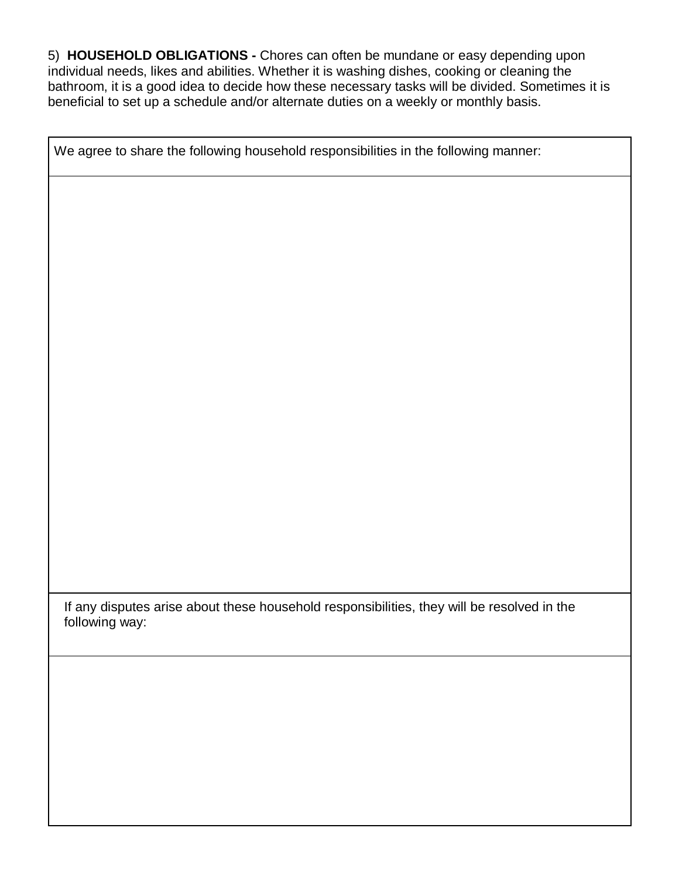5) **HOUSEHOLD OBLIGATIONS -** Chores can often be mundane or easy depending upon individual needs, likes and abilities. Whether it is washing dishes, cooking or cleaning the bathroom, it is a good idea to decide how these necessary tasks will be divided. Sometimes it is beneficial to set up a schedule and/or alternate duties on a weekly or monthly basis.

| We agree to share the following household responsibilities in the following manner: |
| --- |
| |
| If any disputes arise about these household responsibilities, they will be resolved in the following way: |
| |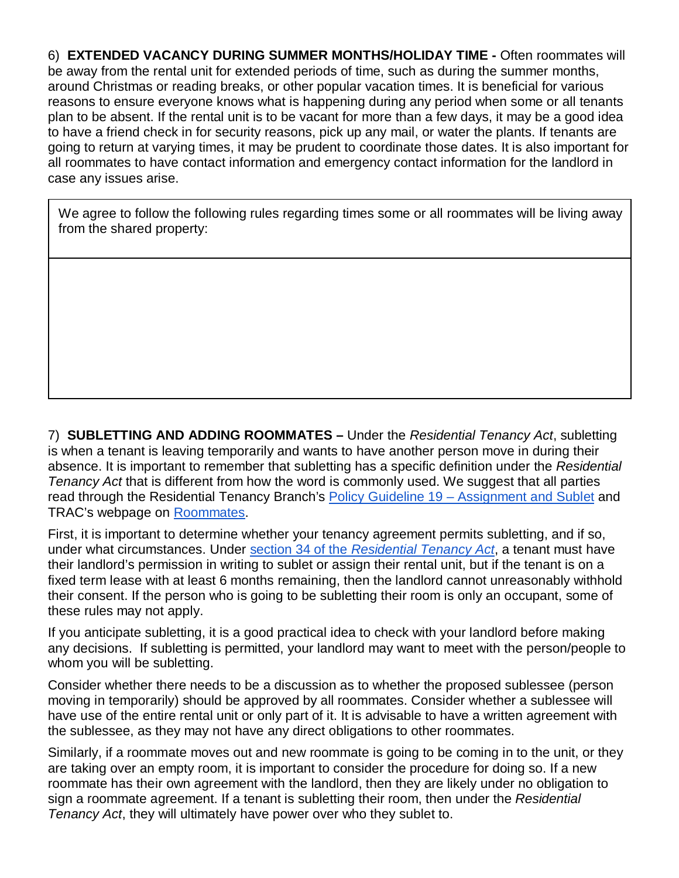6) **EXTENDED VACANCY DURING SUMMER MONTHS/HOLIDAY TIME -** Often roommates will be away from the rental unit for extended periods of time, such as during the summer months, around Christmas or reading breaks, or other popular vacation times. It is beneficial for various reasons to ensure everyone knows what is happening during any period when some or all tenants plan to be absent. If the rental unit is to be vacant for more than a few days, it may be a good idea to have a friend check in for security reasons, pick up any mail, or water the plants. If tenants are going to return at varying times, it may be prudent to coordinate those dates. It is also important for all roommates to have contact information and emergency contact information for the landlord in case any issues arise.

| We agree to follow the following rules regarding times some or all roommates will be living away from the shared property: |
| --- |
| |

7) **SUBLETTING AND ADDING ROOMMATES –** Under the *Residential Tenancy Act*, subletting is when a tenant is leaving temporarily and wants to have another person move in during their absence. It is important to remember that subletting has a specific definition under the *Residential Tenancy Act* that is different from how the word is commonly used. We suggest that all parties read through the Residential Tenancy Branch's Policy Guideline 19 – Assignment and Sublet and TRAC's webpage on Roommates.

First, it is important to determine whether your tenancy agreement permits subletting, and if so, under what circumstances. Under section 34 of the *Residential Tenancy Act*, a tenant must have their landlord's permission in writing to sublet or assign their rental unit, but if the tenant is on a fixed term lease with at least 6 months remaining, then the landlord cannot unreasonably withhold their consent. If the person who is going to be subletting their room is only an occupant, some of these rules may not apply.

If you anticipate subletting, it is a good practical idea to check with your landlord before making any decisions. If subletting is permitted, your landlord may want to meet with the person/people to whom you will be subletting.

Consider whether there needs to be a discussion as to whether the proposed sublessee (person moving in temporarily) should be approved by all roommates. Consider whether a sublessee will have use of the entire rental unit or only part of it. It is advisable to have a written agreement with the sublessee, as they may not have any direct obligations to other roommates.

Similarly, if a roommate moves out and new roommate is going to be coming in to the unit, or they are taking over an empty room, it is important to consider the procedure for doing so. If a new roommate has their own agreement with the landlord, then they are likely under no obligation to sign a roommate agreement. If a tenant is subletting their room, then under the *Residential Tenancy Act*, they will ultimately have power over who they sublet to.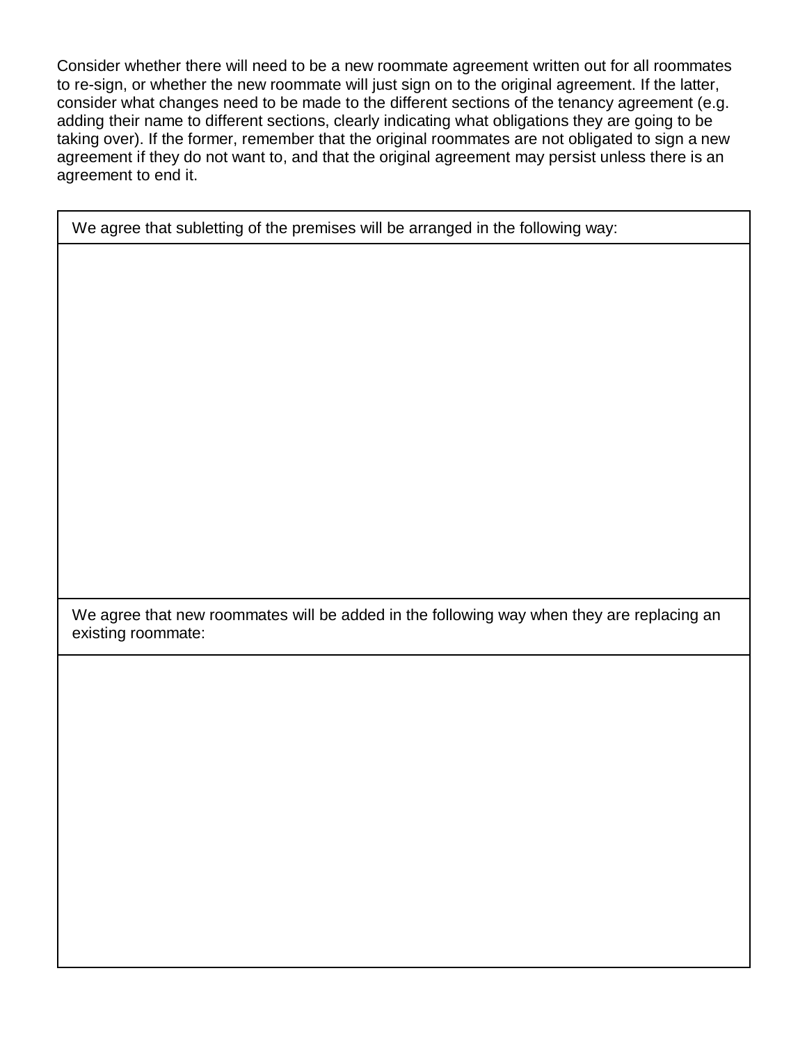Consider whether there will need to be a new roommate agreement written out for all roommates to re-sign, or whether the new roommate will just sign on to the original agreement. If the latter, consider what changes need to be made to the different sections of the tenancy agreement (e.g. adding their name to different sections, clearly indicating what obligations they are going to be taking over). If the former, remember that the original roommates are not obligated to sign a new agreement if they do not want to, and that the original agreement may persist unless there is an agreement to end it.

| We agree that subletting of the premises will be arranged in the following way: |
| --- |
| |
| We agree that new roommates will be added in the following way when they are replacing an existing roommate: |
| |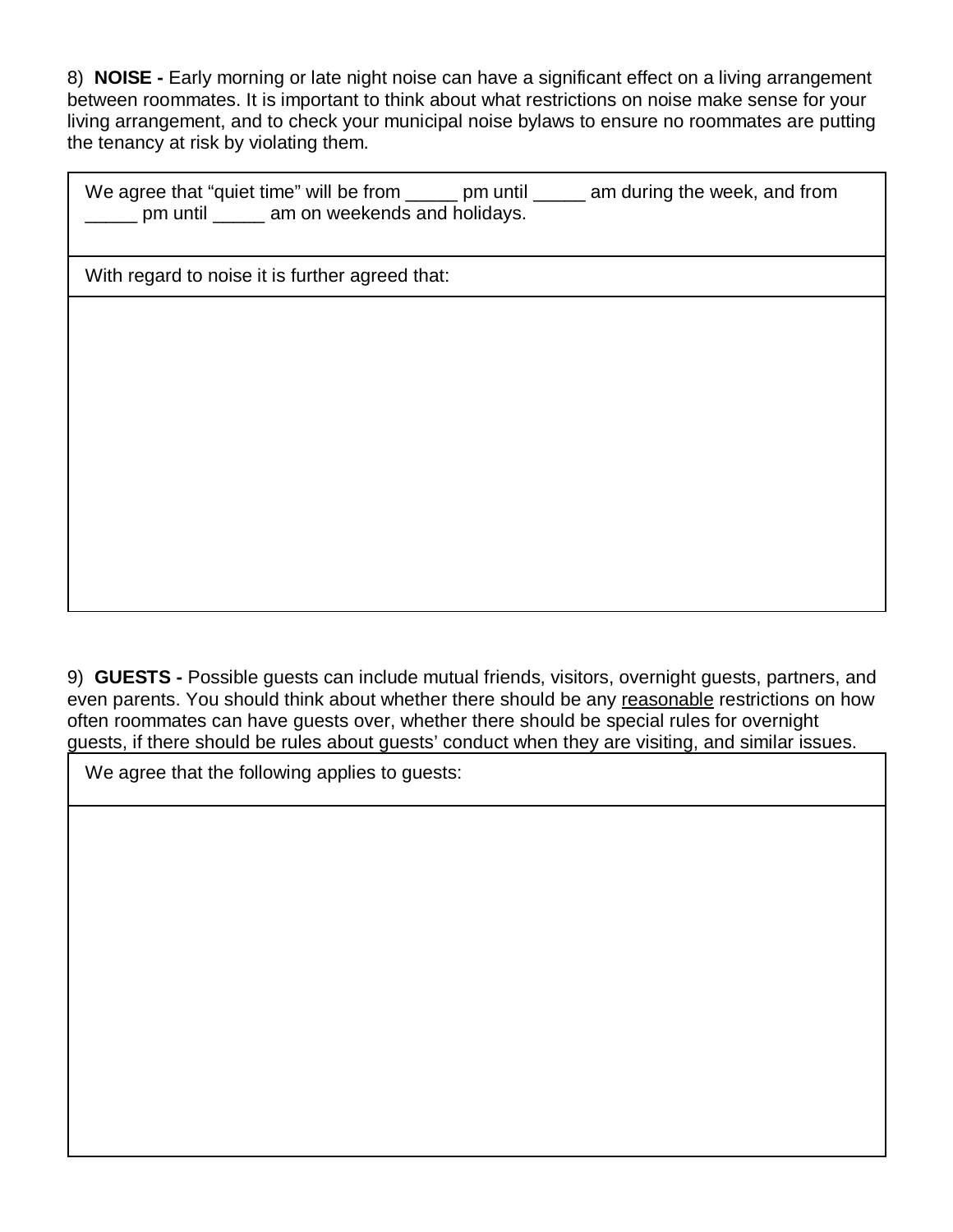8) **NOISE -** Early morning or late night noise can have a significant effect on a living arrangement between roommates. It is important to think about what restrictions on noise make sense for your living arrangement, and to check your municipal noise bylaws to ensure no roommates are putting the tenancy at risk by violating them.

| We agree that "quiet time" will be from _____ pm until _____ am during the week, and from _____ pm until _____ am on weekends and holidays. |
|---|
| With regard to noise it is further agreed that: |
| |

9) **GUESTS -** Possible guests can include mutual friends, visitors, overnight guests, partners, and even parents. You should think about whether there should be any <u>reasonable</u> restrictions on how often roommates can have guests over, whether there should be special rules for overnight guests, if there should be rules about guests' conduct when they are visiting, and similar issues.

| We agree that the following applies to guests: |
|---|
| |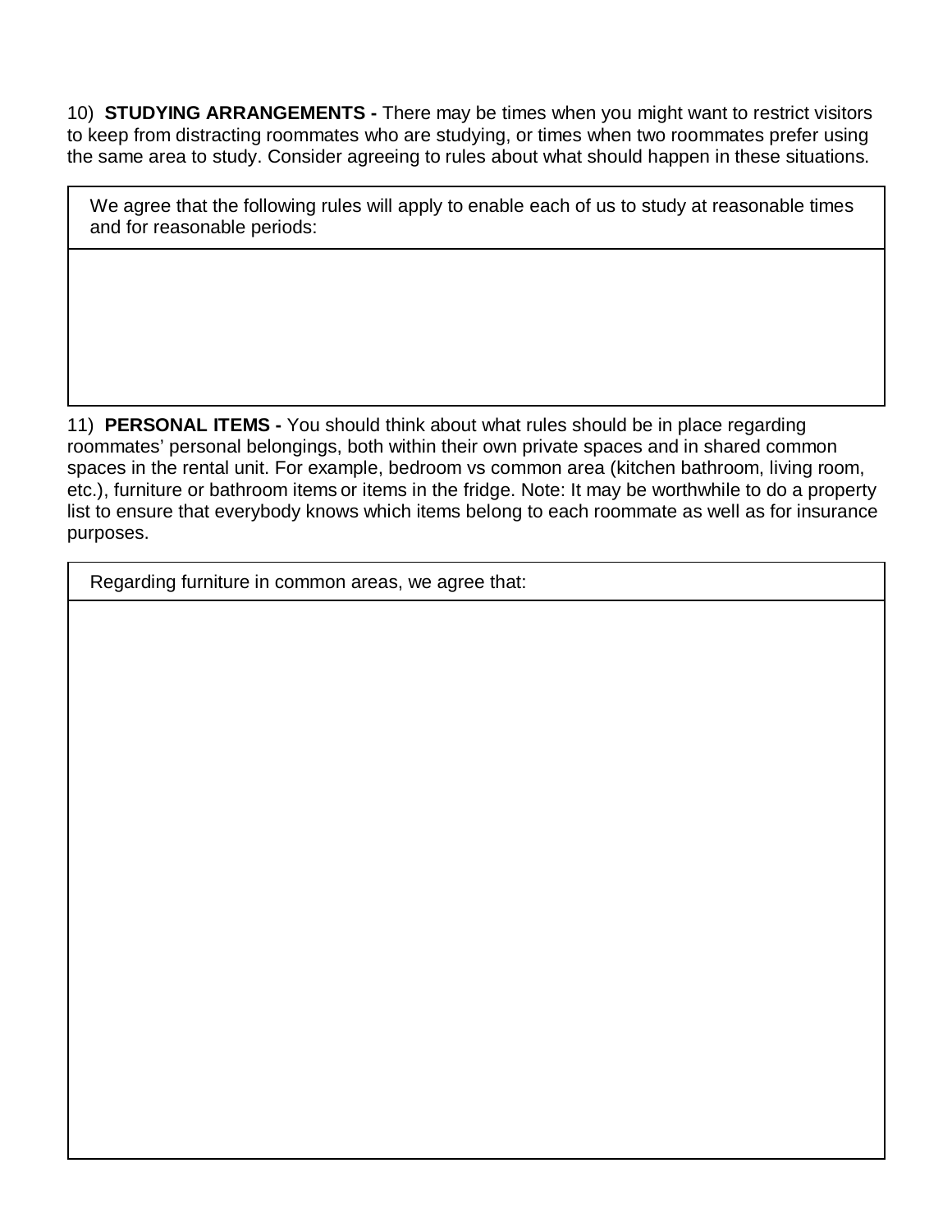10) **STUDYING ARRANGEMENTS -** There may be times when you might want to restrict visitors to keep from distracting roommates who are studying, or times when two roommates prefer using the same area to study. Consider agreeing to rules about what should happen in these situations.

| We agree that the following rules will apply to enable each of us to study at reasonable times and for reasonable periods: |
| --- |
| |

11) **PERSONAL ITEMS -** You should think about what rules should be in place regarding roommates' personal belongings, both within their own private spaces and in shared common spaces in the rental unit. For example, bedroom vs common area (kitchen bathroom, living room, etc.), furniture or bathroom items or items in the fridge. Note: It may be worthwhile to do a property list to ensure that everybody knows which items belong to each roommate as well as for insurance purposes.

| Regarding furniture in common areas, we agree that: |
| --- |
| |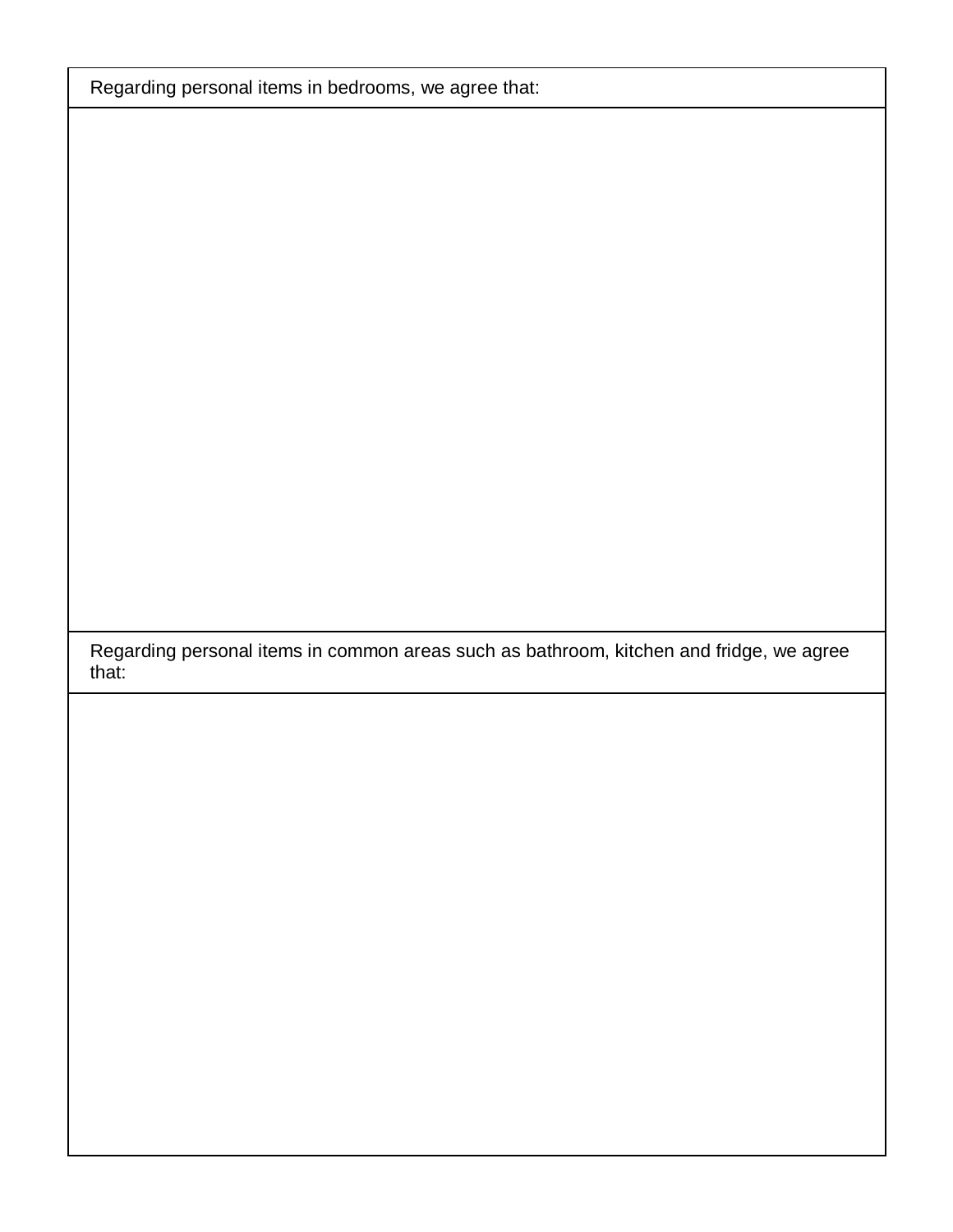| Regarding personal items in bedrooms, we agree that: |
| --- |
| |
| Regarding personal items in common areas such as bathroom, kitchen and fridge, we agree that: |
| |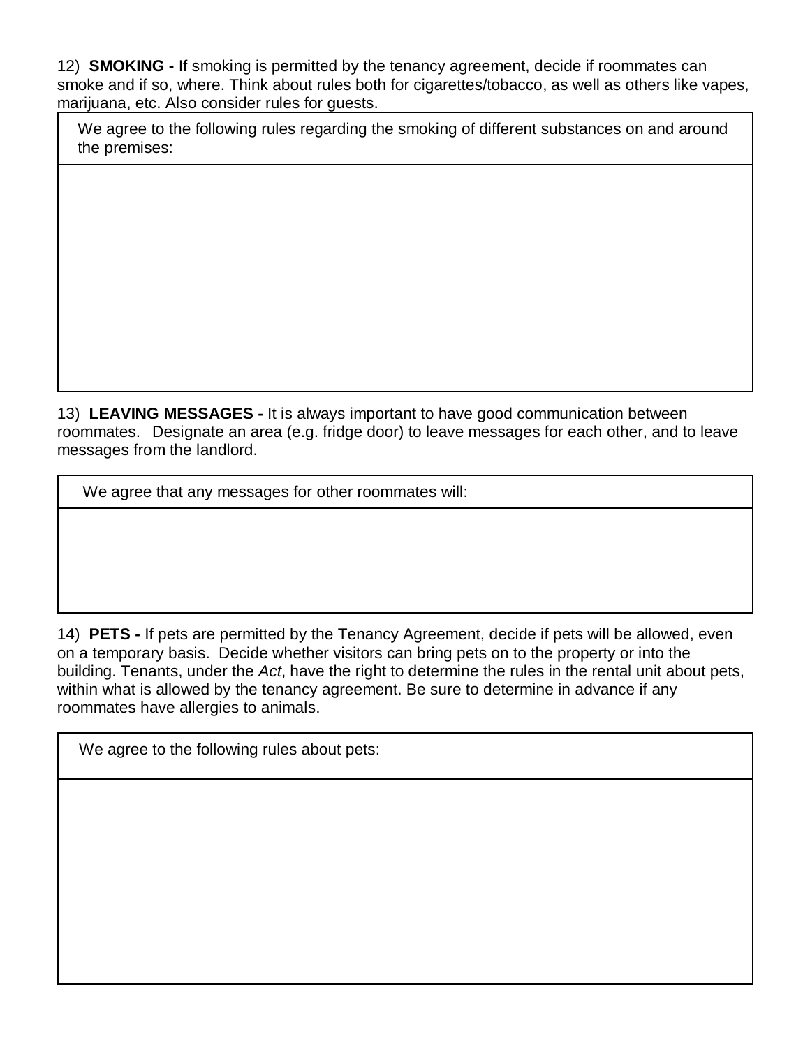12) **SMOKING -** If smoking is permitted by the tenancy agreement, decide if roommates can smoke and if so, where. Think about rules both for cigarettes/tobacco, as well as others like vapes, marijuana, etc. Also consider rules for guests.

| We agree to the following rules regarding the smoking of different substances on and around the premises: |
|---|
| |

13) **LEAVING MESSAGES -** It is always important to have good communication between roommates. Designate an area (e.g. fridge door) to leave messages for each other, and to leave messages from the landlord.

| We agree that any messages for other roommates will: |
|---|
| |

14) **PETS -** If pets are permitted by the Tenancy Agreement, decide if pets will be allowed, even on a temporary basis. Decide whether visitors can bring pets on to the property or into the building. Tenants, under the *Act*, have the right to determine the rules in the rental unit about pets, within what is allowed by the tenancy agreement. Be sure to determine in advance if any roommates have allergies to animals.

| We agree to the following rules about pets: |
|---|
| |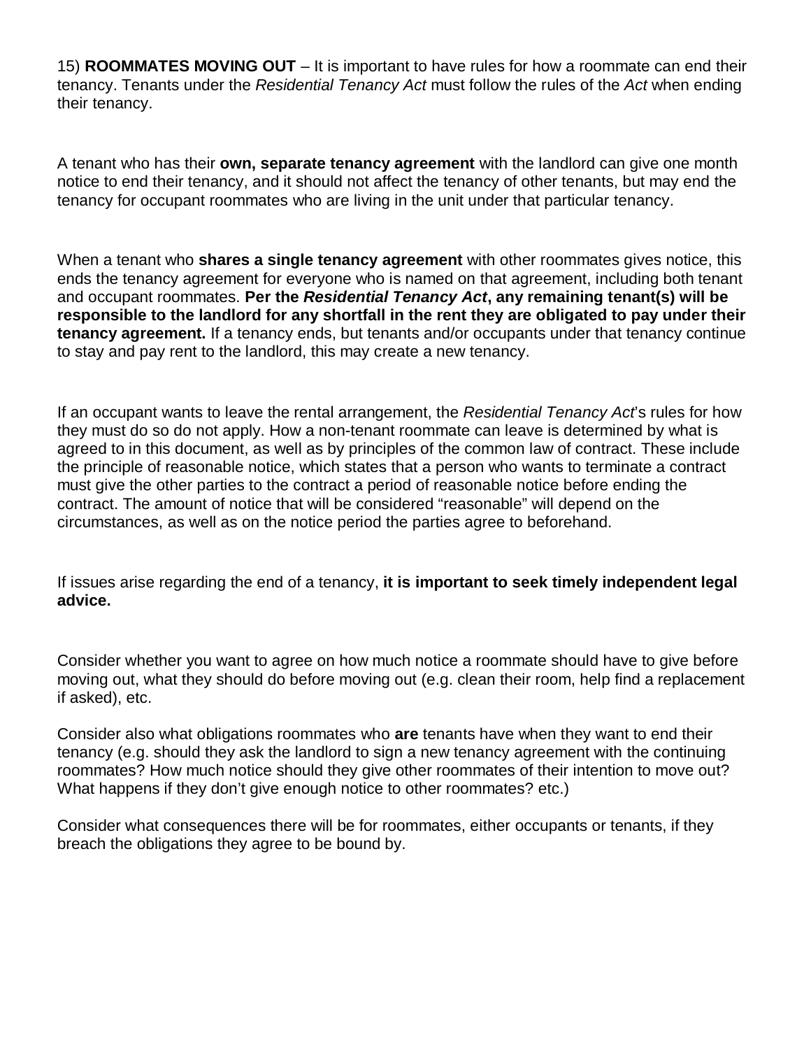15) **ROOMMATES MOVING OUT** – It is important to have rules for how a roommate can end their tenancy. Tenants under the *Residential Tenancy Act* must follow the rules of the *Act* when ending their tenancy.

A tenant who has their **own, separate tenancy agreement** with the landlord can give one month notice to end their tenancy, and it should not affect the tenancy of other tenants, but may end the tenancy for occupant roommates who are living in the unit under that particular tenancy.

When a tenant who **shares a single tenancy agreement** with other roommates gives notice, this ends the tenancy agreement for everyone who is named on that agreement, including both tenant and occupant roommates. **Per the *Residential Tenancy Act*, any remaining tenant(s) will be responsible to the landlord for any shortfall in the rent they are obligated to pay under their tenancy agreement.** If a tenancy ends, but tenants and/or occupants under that tenancy continue to stay and pay rent to the landlord, this may create a new tenancy.

If an occupant wants to leave the rental arrangement, the *Residential Tenancy Act*'s rules for how they must do so do not apply. How a non-tenant roommate can leave is determined by what is agreed to in this document, as well as by principles of the common law of contract. These include the principle of reasonable notice, which states that a person who wants to terminate a contract must give the other parties to the contract a period of reasonable notice before ending the contract. The amount of notice that will be considered "reasonable" will depend on the circumstances, as well as on the notice period the parties agree to beforehand.

If issues arise regarding the end of a tenancy, **it is important to seek timely independent legal advice.**

Consider whether you want to agree on how much notice a roommate should have to give before moving out, what they should do before moving out (e.g. clean their room, help find a replacement if asked), etc.

Consider also what obligations roommates who **are** tenants have when they want to end their tenancy (e.g. should they ask the landlord to sign a new tenancy agreement with the continuing roommates? How much notice should they give other roommates of their intention to move out? What happens if they don't give enough notice to other roommates? etc.)

Consider what consequences there will be for roommates, either occupants or tenants, if they breach the obligations they agree to be bound by.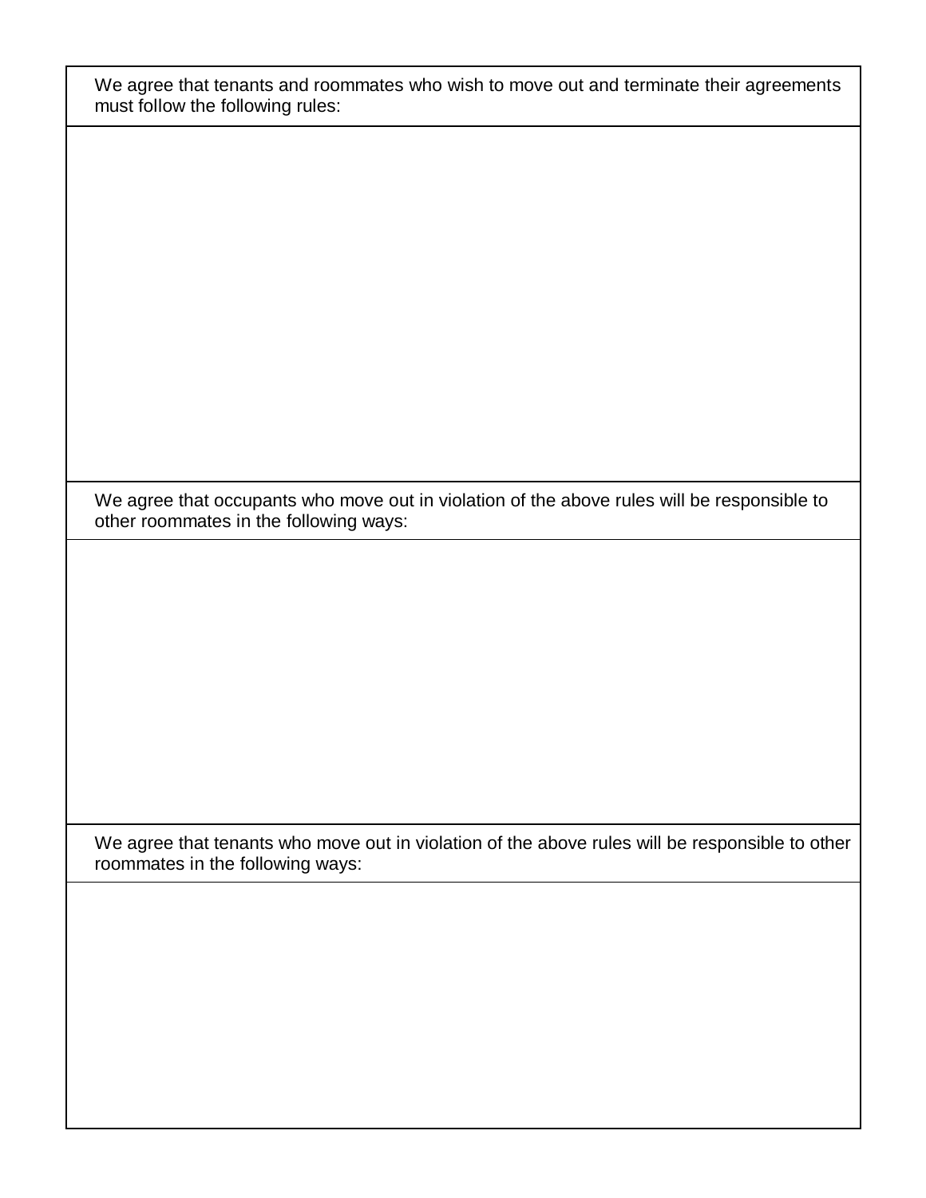| We agree that tenants and roommates who wish to move out and terminate their agreements must follow the following rules: |
| --- |
| |
| We agree that occupants who move out in violation of the above rules will be responsible to other roommates in the following ways: |
| |
| We agree that tenants who move out in violation of the above rules will be responsible to other roommates in the following ways: |
| |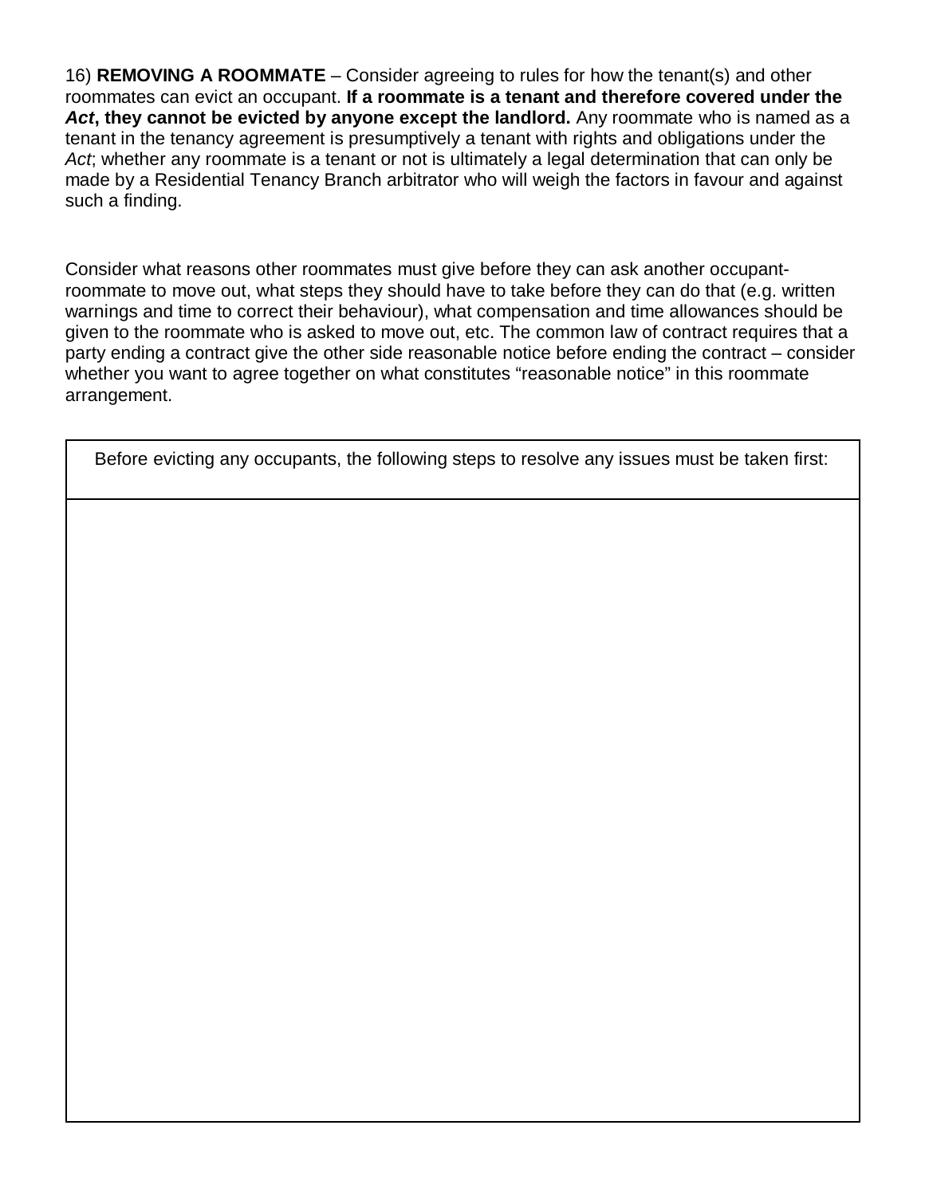16) **REMOVING A ROOMMATE** – Consider agreeing to rules for how the tenant(s) and other roommates can evict an occupant. **If a roommate is a tenant and therefore covered under the *Act*, they cannot be evicted by anyone except the landlord.** Any roommate who is named as a tenant in the tenancy agreement is presumptively a tenant with rights and obligations under the *Act*; whether any roommate is a tenant or not is ultimately a legal determination that can only be made by a Residential Tenancy Branch arbitrator who will weigh the factors in favour and against such a finding.

Consider what reasons other roommates must give before they can ask another occupant-roommate to move out, what steps they should have to take before they can do that (e.g. written warnings and time to correct their behaviour), what compensation and time allowances should be given to the roommate who is asked to move out, etc. The common law of contract requires that a party ending a contract give the other side reasonable notice before ending the contract – consider whether you want to agree together on what constitutes "reasonable notice" in this roommate arrangement.

| Before evicting any occupants, the following steps to resolve any issues must be taken first: |
| --- |
| |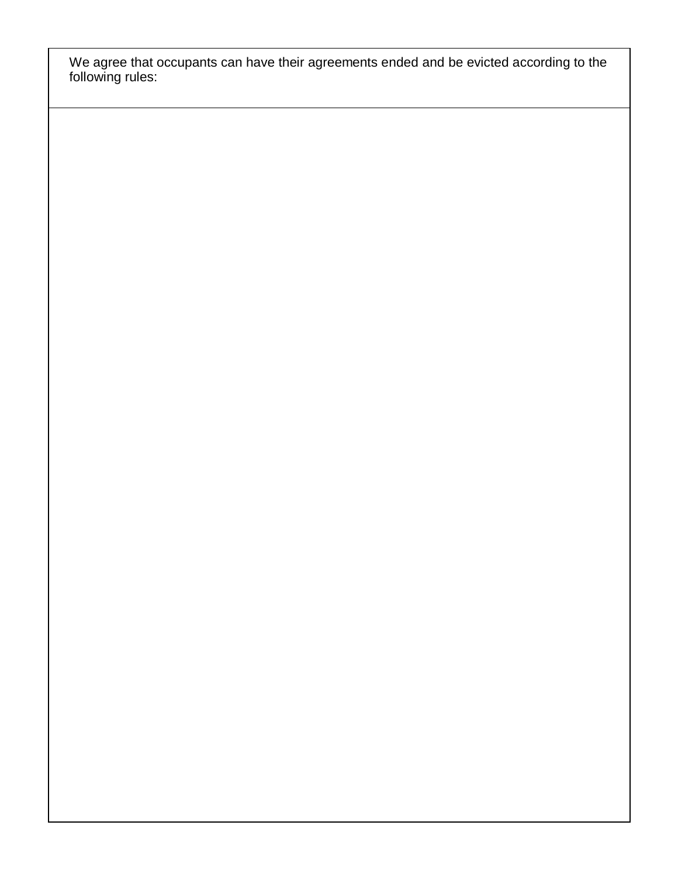We agree that occupants can have their agreements ended and be evicted according to the following rules: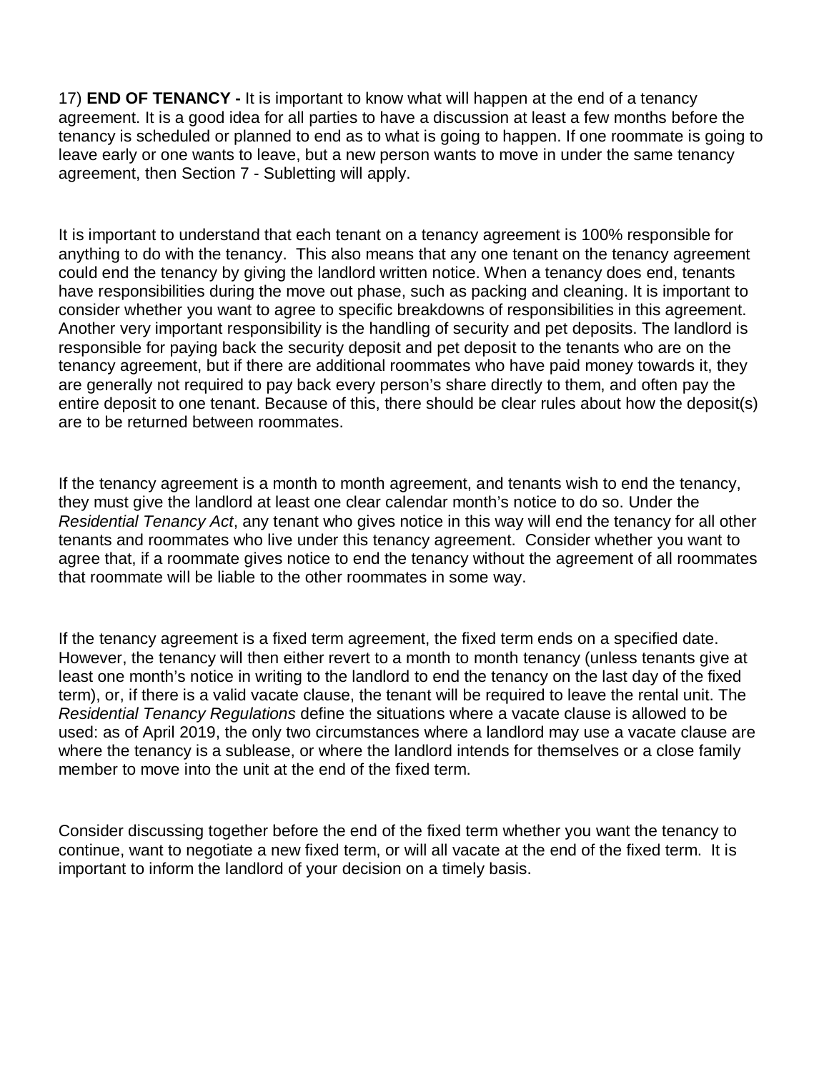17) **END OF TENANCY -** It is important to know what will happen at the end of a tenancy agreement. It is a good idea for all parties to have a discussion at least a few months before the tenancy is scheduled or planned to end as to what is going to happen. If one roommate is going to leave early or one wants to leave, but a new person wants to move in under the same tenancy agreement, then Section 7 - Subletting will apply.

It is important to understand that each tenant on a tenancy agreement is 100% responsible for anything to do with the tenancy. This also means that any one tenant on the tenancy agreement could end the tenancy by giving the landlord written notice. When a tenancy does end, tenants have responsibilities during the move out phase, such as packing and cleaning. It is important to consider whether you want to agree to specific breakdowns of responsibilities in this agreement. Another very important responsibility is the handling of security and pet deposits. The landlord is responsible for paying back the security deposit and pet deposit to the tenants who are on the tenancy agreement, but if there are additional roommates who have paid money towards it, they are generally not required to pay back every person's share directly to them, and often pay the entire deposit to one tenant. Because of this, there should be clear rules about how the deposit(s) are to be returned between roommates.

If the tenancy agreement is a month to month agreement, and tenants wish to end the tenancy, they must give the landlord at least one clear calendar month's notice to do so. Under the *Residential Tenancy Act*, any tenant who gives notice in this way will end the tenancy for all other tenants and roommates who live under this tenancy agreement. Consider whether you want to agree that, if a roommate gives notice to end the tenancy without the agreement of all roommates that roommate will be liable to the other roommates in some way.

If the tenancy agreement is a fixed term agreement, the fixed term ends on a specified date. However, the tenancy will then either revert to a month to month tenancy (unless tenants give at least one month's notice in writing to the landlord to end the tenancy on the last day of the fixed term), or, if there is a valid vacate clause, the tenant will be required to leave the rental unit. The *Residential Tenancy Regulations* define the situations where a vacate clause is allowed to be used: as of April 2019, the only two circumstances where a landlord may use a vacate clause are where the tenancy is a sublease, or where the landlord intends for themselves or a close family member to move into the unit at the end of the fixed term.

Consider discussing together before the end of the fixed term whether you want the tenancy to continue, want to negotiate a new fixed term, or will all vacate at the end of the fixed term. It is important to inform the landlord of your decision on a timely basis.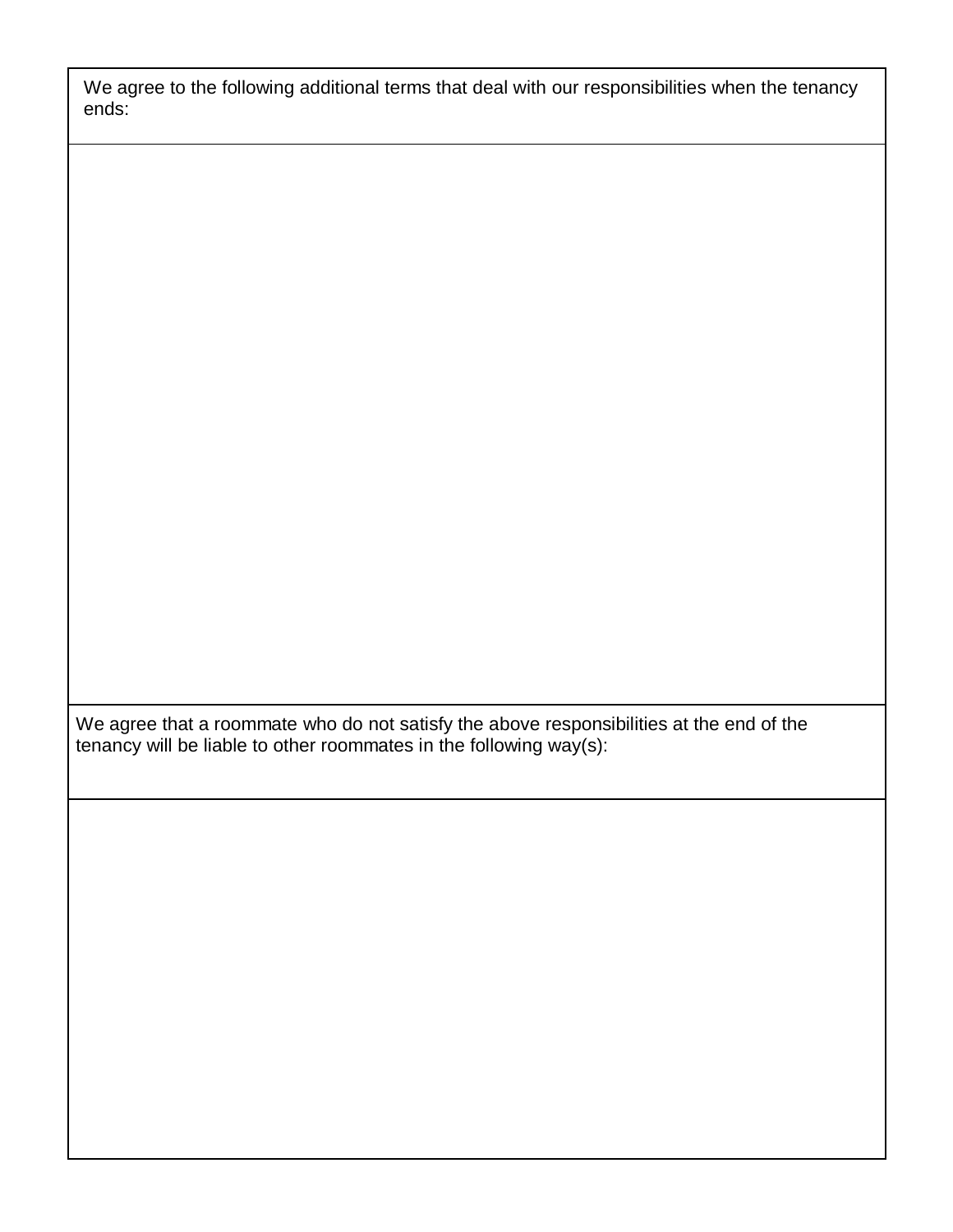We agree to the following additional terms that deal with our responsibilities when the tenancy ends:

We agree that a roommate who do not satisfy the above responsibilities at the end of the tenancy will be liable to other roommates in the following way(s):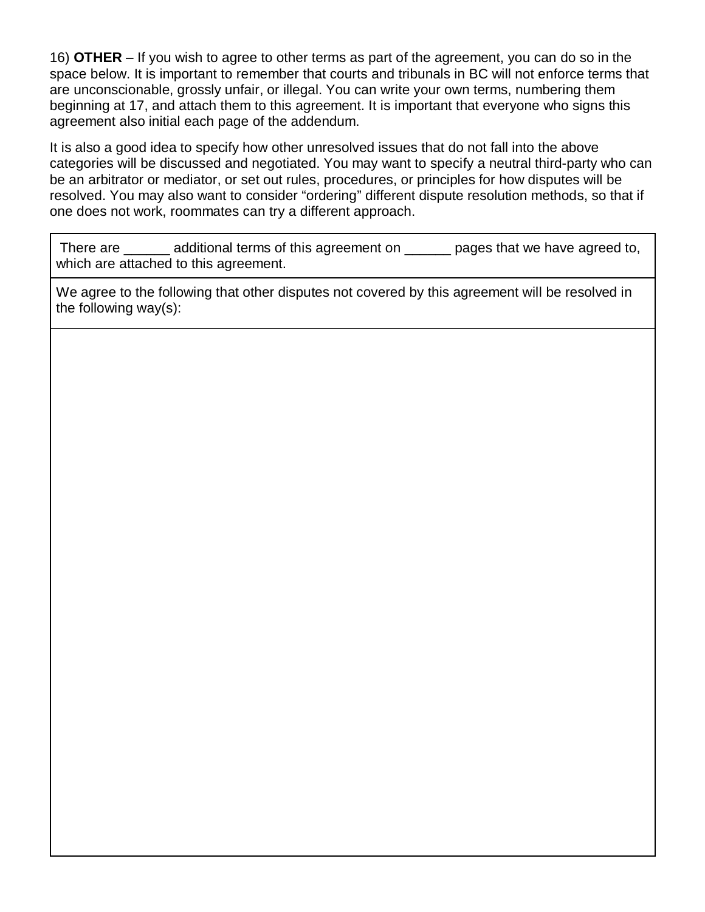16) **OTHER** – If you wish to agree to other terms as part of the agreement, you can do so in the space below. It is important to remember that courts and tribunals in BC will not enforce terms that are unconscionable, grossly unfair, or illegal. You can write your own terms, numbering them beginning at 17, and attach them to this agreement. It is important that everyone who signs this agreement also initial each page of the addendum.

It is also a good idea to specify how other unresolved issues that do not fall into the above categories will be discussed and negotiated. You may want to specify a neutral third-party who can be an arbitrator or mediator, or set out rules, procedures, or principles for how disputes will be resolved. You may also want to consider "ordering" different dispute resolution methods, so that if one does not work, roommates can try a different approach.

| There are ______ additional terms of this agreement on ______ pages that we have agreed to, which are attached to this agreement. |
|---|
| We agree to the following that other disputes not covered by this agreement will be resolved in the following way(s): |
| |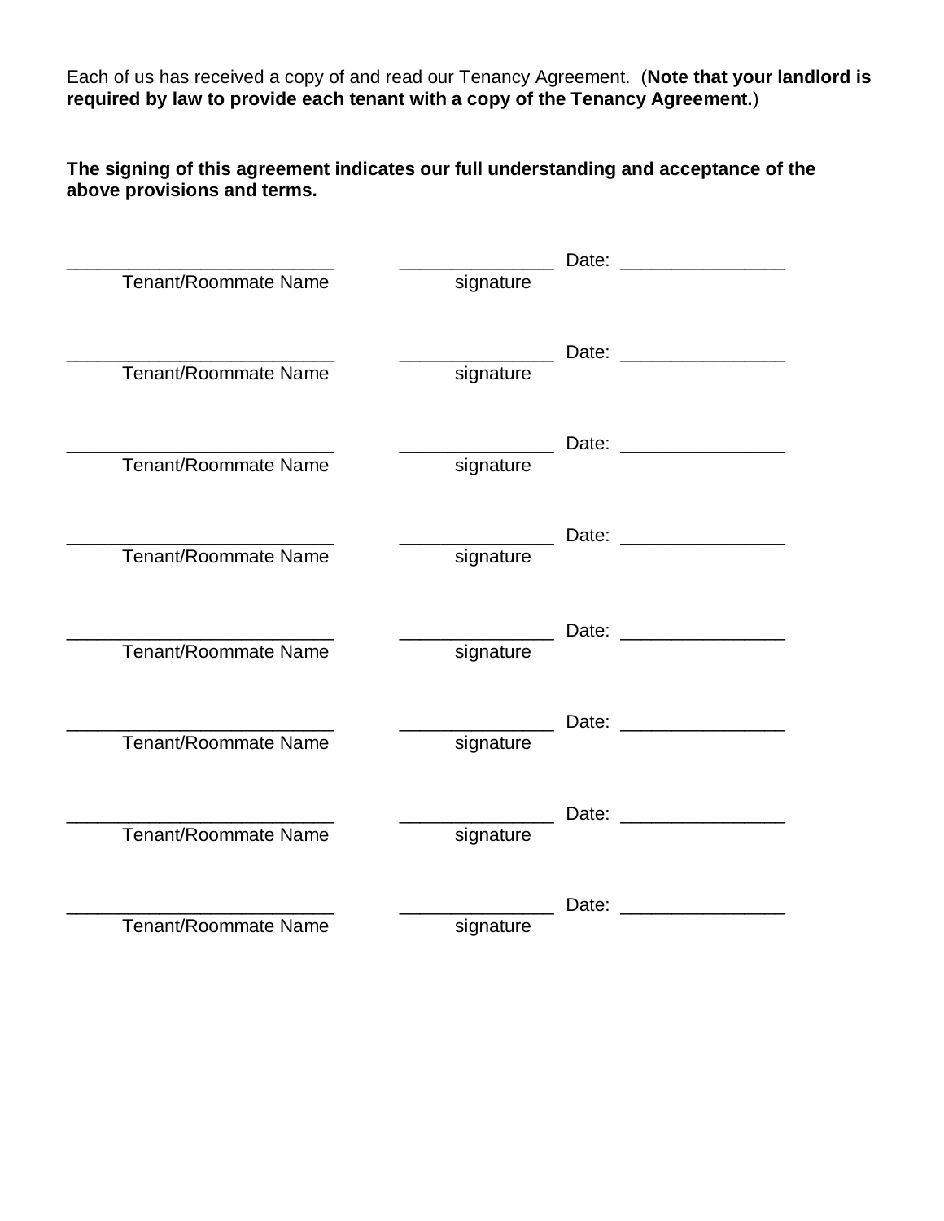Each of us has received a copy of and read our Tenancy Agreement. (**Note that your landlord is required by law to provide each tenant with a copy of the Tenancy Agreement.**)

**The signing of this agreement indicates our full understanding and acceptance of the above provisions and terms.**

_________________________ _______________ Date: ________________
Tenant/Roommate Name signature

_________________________ _______________ Date: ________________
Tenant/Roommate Name signature

_________________________ _______________ Date: ________________
Tenant/Roommate Name signature

_________________________ _______________ Date: ________________
Tenant/Roommate Name signature

_________________________ _______________ Date: ________________
Tenant/Roommate Name signature

_________________________ _______________ Date: ________________
Tenant/Roommate Name signature

_________________________ _______________ Date: ________________
Tenant/Roommate Name signature

_________________________ _______________ Date: ________________
Tenant/Roommate Name signature